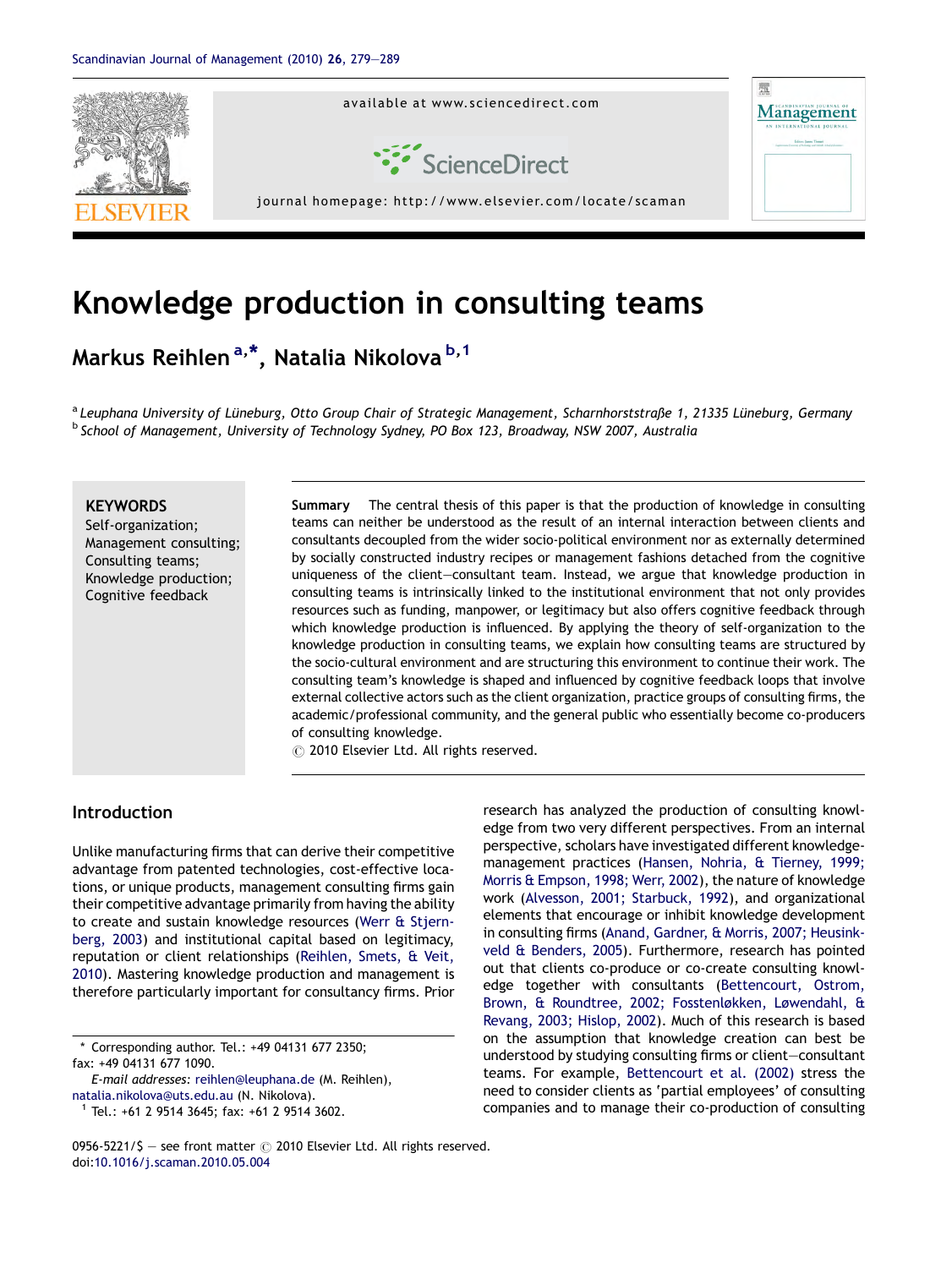# Knowledge production in consulting teams

**Markus Reihlen [a,*], Natalia Nikolova [b,1]**

[a] Leuphana University of Lüneburg, Otto Group Chair of Strategic Management, Scharnhorststraße 1, 21335 Lüneburg, Germany
[b] School of Management, University of Technology Sydney, PO Box 123, Broadway, NSW 2007, Australia

**KEYWORDS**
Self-organization;
Management consulting;
Consulting teams;
Knowledge production;
Cognitive feedback

**Summary** The central thesis of this paper is that the production of knowledge in consulting teams can neither be understood as the result of an internal interaction between clients and consultants decoupled from the wider socio-political environment nor as externally determined by socially constructed industry recipes or management fashions detached from the cognitive uniqueness of the client—consultant team. Instead, we argue that knowledge production in consulting teams is intrinsically linked to the institutional environment that not only provides resources such as funding, manpower, or legitimacy but also offers cognitive feedback through which knowledge production is influenced. By applying the theory of self-organization to the knowledge production in consulting teams, we explain how consulting teams are structured by the socio-cultural environment and are structuring this environment to continue their work. The consulting team's knowledge is shaped and influenced by cognitive feedback loops that involve external collective actors such as the client organization, practice groups of consulting firms, the academic/professional community, and the general public who essentially become co-producers of consulting knowledge.
© 2010 Elsevier Ltd. All rights reserved.

## Introduction

Unlike manufacturing firms that can derive their competitive advantage from patented technologies, cost-effective locations, or unique products, management consulting firms gain their competitive advantage primarily from having the ability to create and sustain knowledge resources (Werr & Stjernberg, 2003) and institutional capital based on legitimacy, reputation or client relationships (Reihlen, Smets, & Veit, 2010). Mastering knowledge production and management is therefore particularly important for consultancy firms. Prior research has analyzed the production of consulting knowledge from two very different perspectives. From an internal perspective, scholars have investigated different knowledge-management practices (Hansen, Nohria, & Tierney, 1999; Morris & Empson, 1998; Werr, 2002), the nature of knowledge work (Alvesson, 2001; Starbuck, 1992), and organizational elements that encourage or inhibit knowledge development in consulting firms (Anand, Gardner, & Morris, 2007; Heusinkveld & Benders, 2005). Furthermore, research has pointed out that clients co-produce or co-create consulting knowledge together with consultants (Bettencourt, Ostrom, Brown, & Roundtree, 2002; Fosstenløkken, Løwendahl, & Revang, 2003; Hislop, 2002). Much of this research is based on the assumption that knowledge creation can best be understood by studying consulting firms or client—consultant teams. For example, Bettencourt et al. (2002) stress the need to consider clients as 'partial employees' of consulting companies and to manage their co-production of consulting

\* Corresponding author. Tel.: +49 04131 677 2350; fax: +49 04131 677 1090.
*E-mail addresses*: reihlen@leuphana.de (M. Reihlen), natalia.nikolova@uts.edu.au (N. Nikolova).
[1] Tel.: +61 2 9514 3645; fax: +61 2 9514 3602.

0956-5221/$ — see front matter © 2010 Elsevier Ltd. All rights reserved.
doi:10.1016/j.scaman.2010.05.004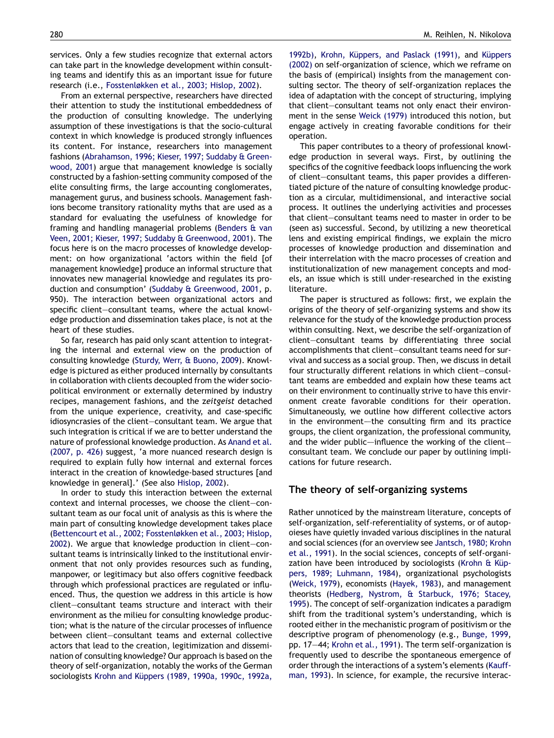services. Only a few studies recognize that external actors can take part in the knowledge development within consulting teams and identify this as an important issue for future research (i.e., Fosstenløkken et al., 2003; Hislop, 2002).

From an external perspective, researchers have directed their attention to study the institutional embeddedness of the production of consulting knowledge. The underlying assumption of these investigations is that the socio-cultural context in which knowledge is produced strongly influences its content. For instance, researchers into management fashions (Abrahamson, 1996; Kieser, 1997; Suddaby & Greenwood, 2001) argue that management knowledge is socially constructed by a fashion-setting community composed of the elite consulting firms, the large accounting conglomerates, management gurus, and business schools. Management fashions become transitory rationality myths that are used as a standard for evaluating the usefulness of knowledge for framing and handling managerial problems (Benders & van Veen, 2001; Kieser, 1997; Suddaby & Greenwood, 2001). The focus here is on the macro processes of knowledge development: on how organizational 'actors within the field [of management knowledge] produce an informal structure that innovates new managerial knowledge and regulates its production and consumption' (Suddaby & Greenwood, 2001, p. 950). The interaction between organizational actors and specific client—consultant teams, where the actual knowledge production and dissemination takes place, is not at the heart of these studies.

So far, research has paid only scant attention to integrating the internal and external view on the production of consulting knowledge (Sturdy, Werr, & Buono, 2009). Knowledge is pictured as either produced internally by consultants in collaboration with clients decoupled from the wider socio-political environment or externally determined by industry recipes, management fashions, and the *zeitgeist* detached from the unique experience, creativity, and case-specific idiosyncrasies of the client—consultant team. We argue that such integration is critical if we are to better understand the nature of professional knowledge production. As Anand et al. (2007, p. 426) suggest, 'a more nuanced research design is required to explain fully how internal and external forces interact in the creation of knowledge-based structures [and knowledge in general].' (See also Hislop, 2002).

In order to study this interaction between the external context and internal processes, we choose the client—consultant team as our focal unit of analysis as this is where the main part of consulting knowledge development takes place (Bettencourt et al., 2002; Fosstenløkken et al., 2003; Hislop, 2002). We argue that knowledge production in client—consultant teams is intrinsically linked to the institutional environment that not only provides resources such as funding, manpower, or legitimacy but also offers cognitive feedback through which professional practices are regulated or influenced. Thus, the question we address in this article is how client—consultant teams structure and interact with their environment as the milieu for consulting knowledge production; what is the nature of the circular processes of influence between client—consultant teams and external collective actors that lead to the creation, legitimization and dissemination of consulting knowledge? Our approach is based on the theory of self-organization, notably the works of the German sociologists Krohn and Küppers (1989, 1990a, 1990c, 1992a, 1992b), Krohn, Küppers, and Paslack (1991), and Küppers (2002) on self-organization of science, which we reframe on the basis of (empirical) insights from the management consulting sector. The theory of self-organization replaces the idea of adaptation with the concept of structuring, implying that client—consultant teams not only enact their environment in the sense Weick (1979) introduced this notion, but engage actively in creating favorable conditions for their operation.

This paper contributes to a theory of professional knowledge production in several ways. First, by outlining the specifics of the cognitive feedback loops influencing the work of client—consultant teams, this paper provides a differentiated picture of the nature of consulting knowledge production as a circular, multidimensional, and interactive social process. It outlines the underlying activities and processes that client—consultant teams need to master in order to be (seen as) successful. Second, by utilizing a new theoretical lens and existing empirical findings, we explain the micro processes of knowledge production and dissemination and their interrelation with the macro processes of creation and institutionalization of new management concepts and models, an issue which is still under-researched in the existing literature.

The paper is structured as follows: first, we explain the origins of the theory of self-organizing systems and show its relevance for the study of the knowledge production process within consulting. Next, we describe the self-organization of client—consultant teams by differentiating three social accomplishments that client—consultant teams need for survival and success as a social group. Then, we discuss in detail four structurally different relations in which client—consultant teams are embedded and explain how these teams act on their environment to continually strive to have this environment create favorable conditions for their operation. Simultaneously, we outline how different collective actors in the environment—the consulting firm and its practice groups, the client organization, the professional community, and the wider public—influence the working of the client—consultant team. We conclude our paper by outlining implications for future research.

## The theory of self-organizing systems

Rather unnoticed by the mainstream literature, concepts of self-organization, self-referentiality of systems, or of autopoieses have quietly invaded various disciplines in the natural and social sciences (for an overview see Jantsch, 1980; Krohn et al., 1991). In the social sciences, concepts of self-organization have been introduced by sociologists (Krohn & Küppers, 1989; Luhmann, 1984), organizational psychologists (Weick, 1979), economists (Hayek, 1983), and management theorists (Hedberg, Nystrom, & Starbuck, 1976; Stacey, 1995). The concept of self-organization indicates a paradigm shift from the traditional system's understanding, which is rooted either in the mechanistic program of positivism or the descriptive program of phenomenology (e.g., Bunge, 1999, pp. 17—44; Krohn et al., 1991). The term self-organization is frequently used to describe the spontaneous emergence of order through the interactions of a system's elements (Kauffman, 1993). In science, for example, the recursive interac-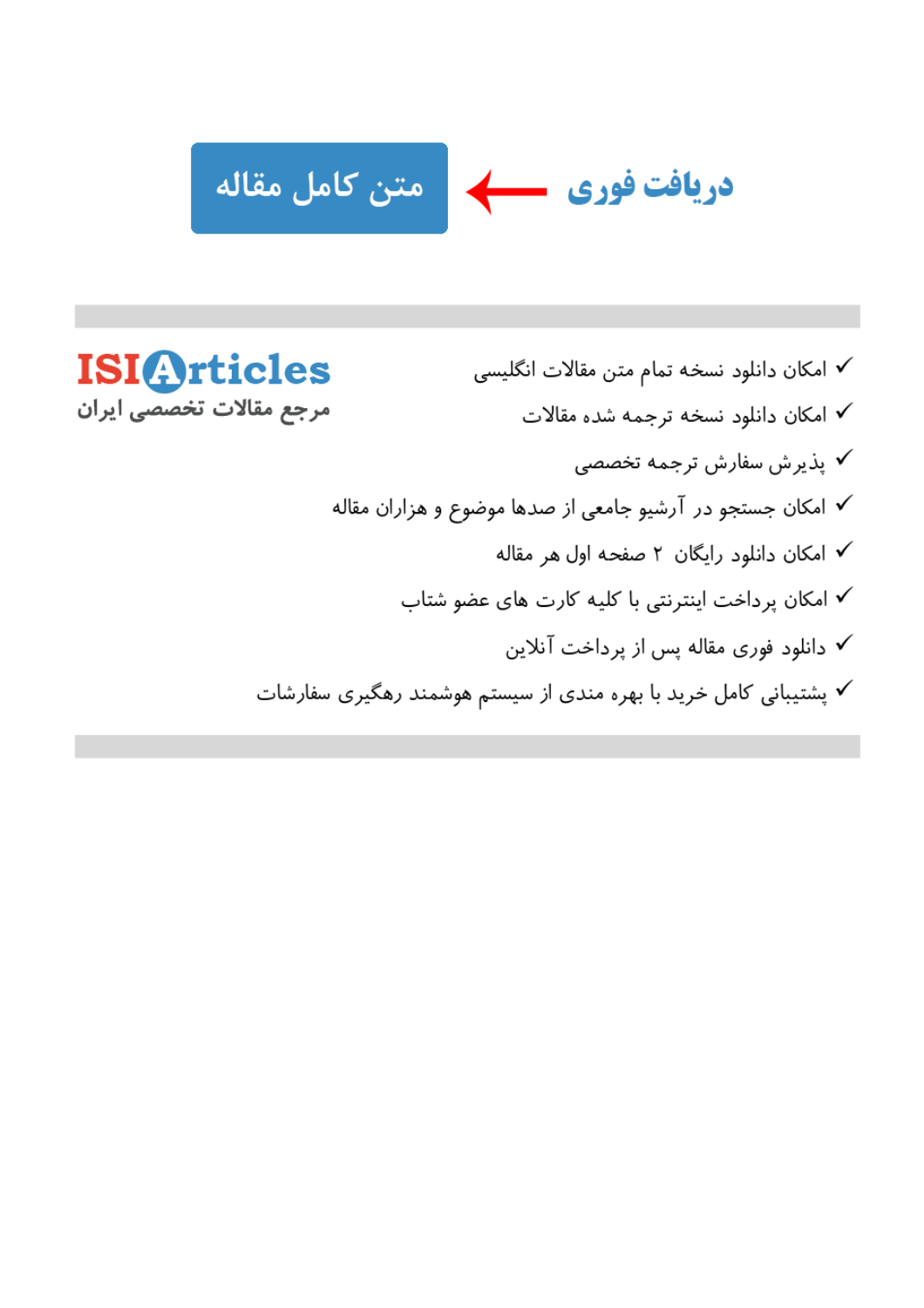دریافت فوری ← **متن کامل مقاله**

**ISIArticles**

مرجع مقالات تخصصی ایران

- ✓ امکان دانلود نسخه تمام متن مقالات انگلیسی
- ✓ امکان دانلود نسخه ترجمه شده مقالات
- ✓ پذیرش سفارش ترجمه تخصصی
- ✓ امکان جستجو در آرشیو جامعی از صدها موضوع و هزاران مقاله
- ✓ امکان دانلود رایگان ۲ صفحه اول هر مقاله
- ✓ امکان پرداخت اینترنتی با کلیه کارت های عضو شتاب
- ✓ دانلود فوری مقاله پس از پرداخت آنلاین
- ✓ پشتیبانی کامل خرید با بهره مندی از سیستم هوشمند رهگیری سفارشات